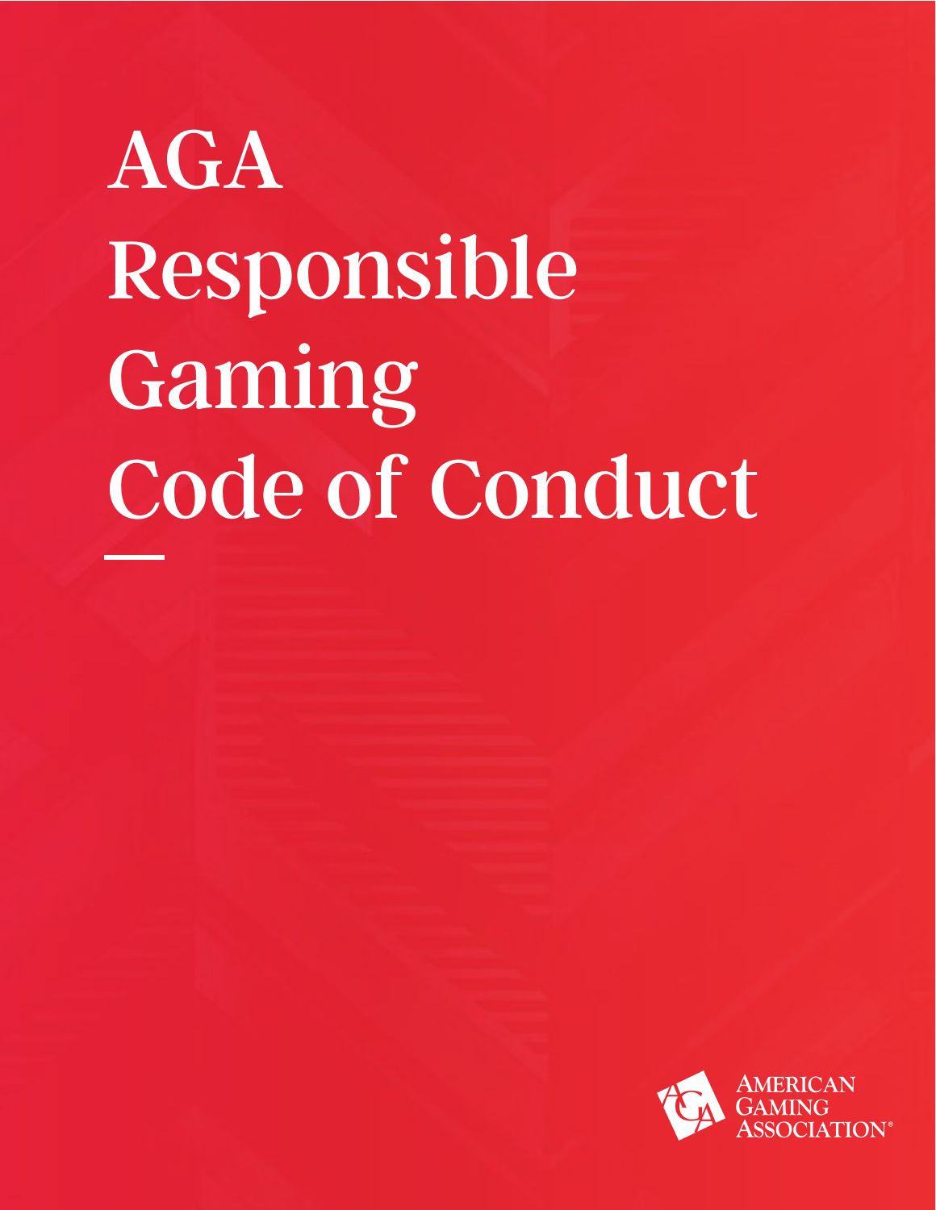# AGA Responsible Gaming Code of Conduct

American Gaming Association®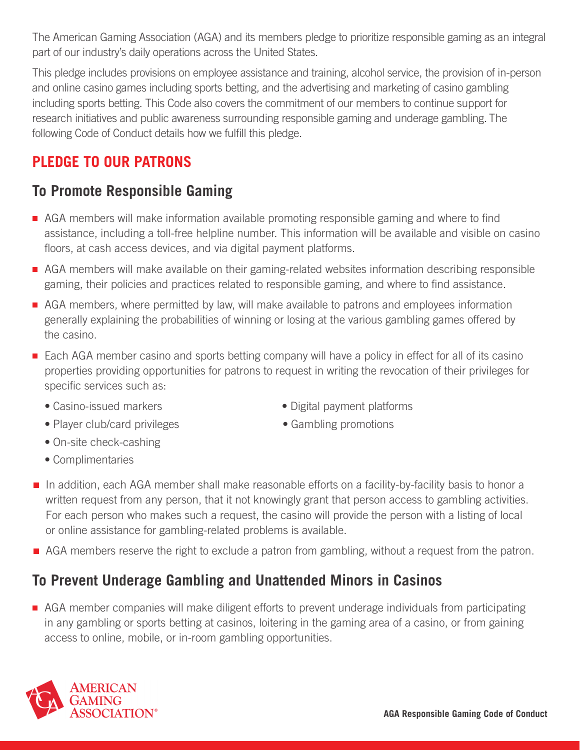The American Gaming Association (AGA) and its members pledge to prioritize responsible gaming as an integral part of our industry's daily operations across the United States.

This pledge includes provisions on employee assistance and training, alcohol service, the provision of in-person and online casino games including sports betting, and the advertising and marketing of casino gambling including sports betting. This Code also covers the commitment of our members to continue support for research initiatives and public awareness surrounding responsible gaming and underage gambling. The following Code of Conduct details how we fulfill this pledge.

## PLEDGE TO OUR PATRONS

### To Promote Responsible Gaming

- AGA members will make information available promoting responsible gaming and where to find assistance, including a toll-free helpline number. This information will be available and visible on casino floors, at cash access devices, and via digital payment platforms.
- AGA members will make available on their gaming-related websites information describing responsible gaming, their policies and practices related to responsible gaming, and where to find assistance.
- AGA members, where permitted by law, will make available to patrons and employees information generally explaining the probabilities of winning or losing at the various gambling games offered by the casino.
- Each AGA member casino and sports betting company will have a policy in effect for all of its casino properties providing opportunities for patrons to request in writing the revocation of their privileges for specific services such as:
  - Casino-issued markers
  - Player club/card privileges
  - On-site check-cashing
  - Complimentaries
  - Digital payment platforms
  - Gambling promotions
- In addition, each AGA member shall make reasonable efforts on a facility-by-facility basis to honor a written request from any person, that it not knowingly grant that person access to gambling activities. For each person who makes such a request, the casino will provide the person with a listing of local or online assistance for gambling-related problems is available.
- AGA members reserve the right to exclude a patron from gambling, without a request from the patron.

### To Prevent Underage Gambling and Unattended Minors in Casinos

- AGA member companies will make diligent efforts to prevent underage individuals from participating in any gambling or sports betting at casinos, loitering in the gaming area of a casino, or from gaining access to online, mobile, or in-room gambling opportunities.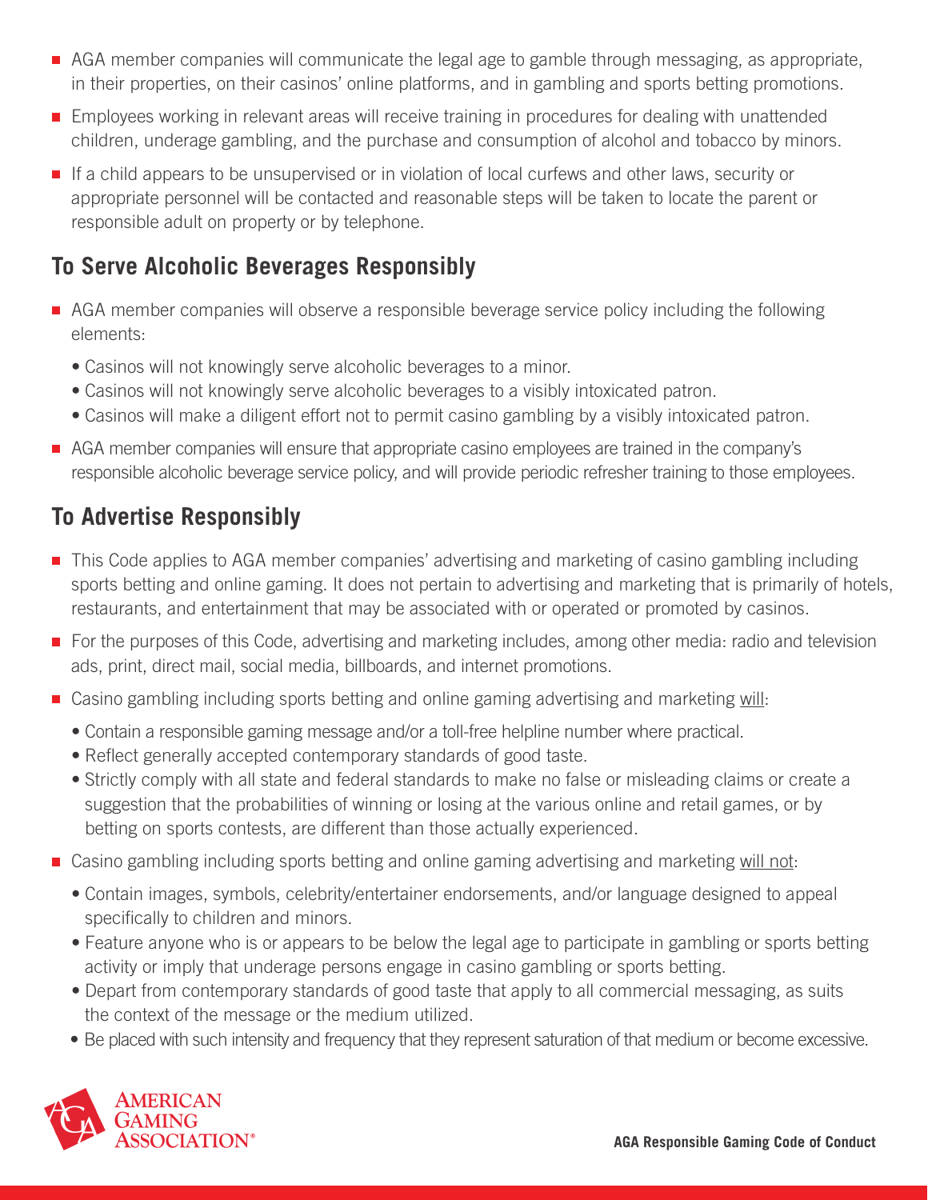- AGA member companies will communicate the legal age to gamble through messaging, as appropriate, in their properties, on their casinos' online platforms, and in gambling and sports betting promotions.
- Employees working in relevant areas will receive training in procedures for dealing with unattended children, underage gambling, and the purchase and consumption of alcohol and tobacco by minors.
- If a child appears to be unsupervised or in violation of local curfews and other laws, security or appropriate personnel will be contacted and reasonable steps will be taken to locate the parent or responsible adult on property or by telephone.

## To Serve Alcoholic Beverages Responsibly

- AGA member companies will observe a responsible beverage service policy including the following elements:
  - Casinos will not knowingly serve alcoholic beverages to a minor.
  - Casinos will not knowingly serve alcoholic beverages to a visibly intoxicated patron.
  - Casinos will make a diligent effort not to permit casino gambling by a visibly intoxicated patron.
- AGA member companies will ensure that appropriate casino employees are trained in the company's responsible alcoholic beverage service policy, and will provide periodic refresher training to those employees.

## To Advertise Responsibly

- This Code applies to AGA member companies' advertising and marketing of casino gambling including sports betting and online gaming. It does not pertain to advertising and marketing that is primarily of hotels, restaurants, and entertainment that may be associated with or operated or promoted by casinos.
- For the purposes of this Code, advertising and marketing includes, among other media: radio and television ads, print, direct mail, social media, billboards, and internet promotions.
- Casino gambling including sports betting and online gaming advertising and marketing <u>will</u>:
  - Contain a responsible gaming message and/or a toll-free helpline number where practical.
  - Reflect generally accepted contemporary standards of good taste.
  - Strictly comply with all state and federal standards to make no false or misleading claims or create a suggestion that the probabilities of winning or losing at the various online and retail games, or by betting on sports contests, are different than those actually experienced.
- Casino gambling including sports betting and online gaming advertising and marketing <u>will not</u>:
  - Contain images, symbols, celebrity/entertainer endorsements, and/or language designed to appeal specifically to children and minors.
  - Feature anyone who is or appears to be below the legal age to participate in gambling or sports betting activity or imply that underage persons engage in casino gambling or sports betting.
  - Depart from contemporary standards of good taste that apply to all commercial messaging, as suits the context of the message or the medium utilized.
  - Be placed with such intensity and frequency that they represent saturation of that medium or become excessive.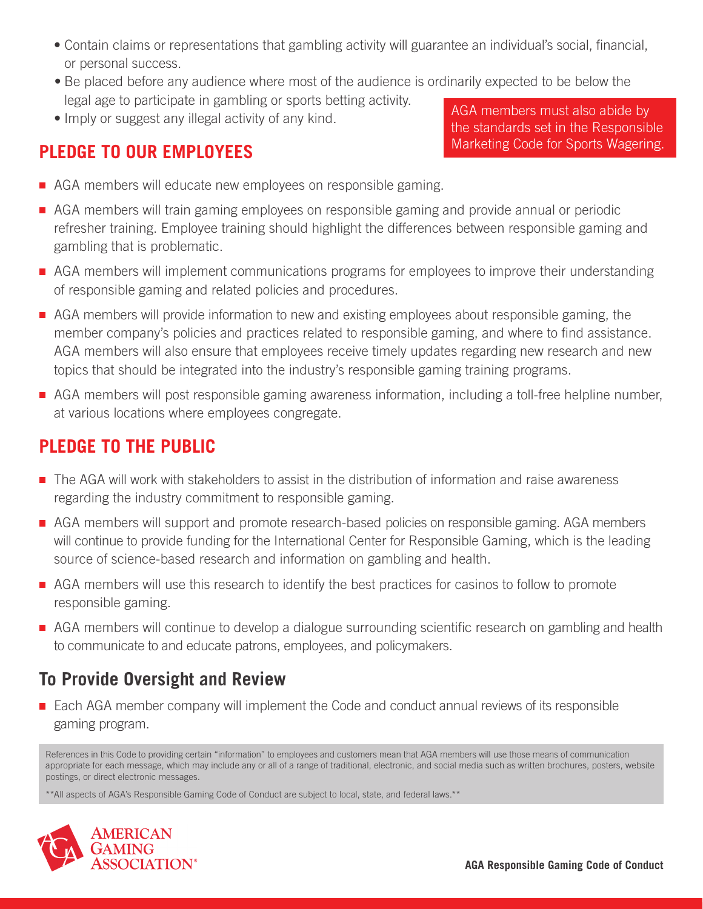- Contain claims or representations that gambling activity will guarantee an individual's social, financial, or personal success.
- Be placed before any audience where most of the audience is ordinarily expected to be below the legal age to participate in gambling or sports betting activity.
- Imply or suggest any illegal activity of any kind.

AGA members must also abide by the standards set in the Responsible Marketing Code for Sports Wagering.

## PLEDGE TO OUR EMPLOYEES

- AGA members will educate new employees on responsible gaming.
- AGA members will train gaming employees on responsible gaming and provide annual or periodic refresher training. Employee training should highlight the differences between responsible gaming and gambling that is problematic.
- AGA members will implement communications programs for employees to improve their understanding of responsible gaming and related policies and procedures.
- AGA members will provide information to new and existing employees about responsible gaming, the member company's policies and practices related to responsible gaming, and where to find assistance. AGA members will also ensure that employees receive timely updates regarding new research and new topics that should be integrated into the industry's responsible gaming training programs.
- AGA members will post responsible gaming awareness information, including a toll-free helpline number, at various locations where employees congregate.

## PLEDGE TO THE PUBLIC

- The AGA will work with stakeholders to assist in the distribution of information and raise awareness regarding the industry commitment to responsible gaming.
- AGA members will support and promote research-based policies on responsible gaming. AGA members will continue to provide funding for the International Center for Responsible Gaming, which is the leading source of science-based research and information on gambling and health.
- AGA members will use this research to identify the best practices for casinos to follow to promote responsible gaming.
- AGA members will continue to develop a dialogue surrounding scientific research on gambling and health to communicate to and educate patrons, employees, and policymakers.

## To Provide Oversight and Review

- Each AGA member company will implement the Code and conduct annual reviews of its responsible gaming program.

References in this Code to providing certain "information" to employees and customers mean that AGA members will use those means of communication appropriate for each message, which may include any or all of a range of traditional, electronic, and social media such as written brochures, posters, website postings, or direct electronic messages.

\*\*All aspects of AGA's Responsible Gaming Code of Conduct are subject to local, state, and federal laws.\*\*

AMERICAN GAMING ASSOCIATION®